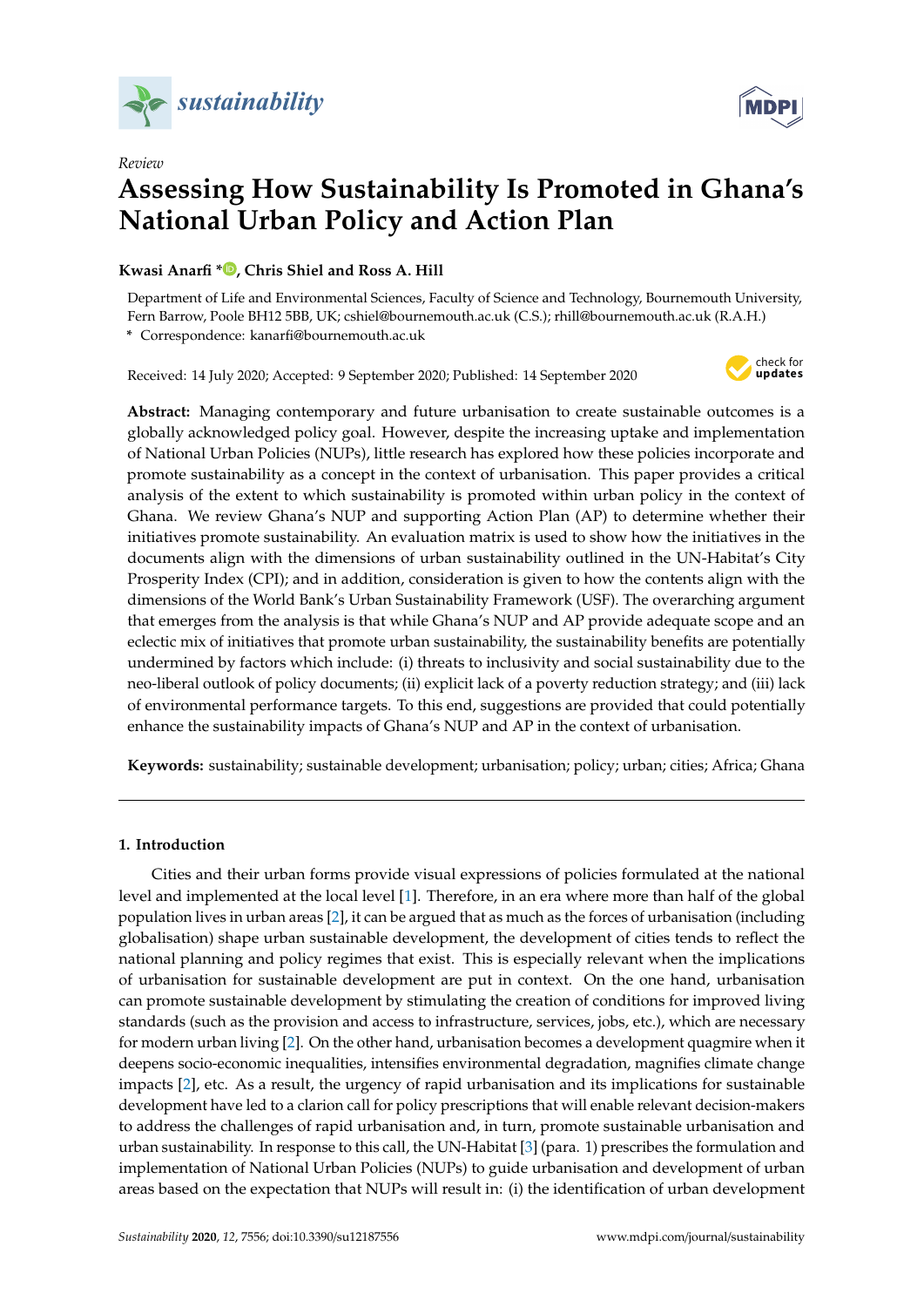*Review*

# Assessing How Sustainability Is Promoted in Ghana's National Urban Policy and Action Plan

**Kwasi Anarfi \*, Chris Shiel and Ross A. Hill**

Department of Life and Environmental Sciences, Faculty of Science and Technology, Bournemouth University, Fern Barrow, Poole BH12 5BB, UK; cshiel@bournemouth.ac.uk (C.S.); rhill@bournemouth.ac.uk (R.A.H.)

\* Correspondence: kanarfi@bournemouth.ac.uk

Received: 14 July 2020; Accepted: 9 September 2020; Published: 14 September 2020

**Abstract:** Managing contemporary and future urbanisation to create sustainable outcomes is a globally acknowledged policy goal. However, despite the increasing uptake and implementation of National Urban Policies (NUPs), little research has explored how these policies incorporate and promote sustainability as a concept in the context of urbanisation. This paper provides a critical analysis of the extent to which sustainability is promoted within urban policy in the context of Ghana. We review Ghana's NUP and supporting Action Plan (AP) to determine whether their initiatives promote sustainability. An evaluation matrix is used to show how the initiatives in the documents align with the dimensions of urban sustainability outlined in the UN-Habitat's City Prosperity Index (CPI); and in addition, consideration is given to how the contents align with the dimensions of the World Bank's Urban Sustainability Framework (USF). The overarching argument that emerges from the analysis is that while Ghana's NUP and AP provide adequate scope and an eclectic mix of initiatives that promote urban sustainability, the sustainability benefits are potentially undermined by factors which include: (i) threats to inclusivity and social sustainability due to the neo-liberal outlook of policy documents; (ii) explicit lack of a poverty reduction strategy; and (iii) lack of environmental performance targets. To this end, suggestions are provided that could potentially enhance the sustainability impacts of Ghana's NUP and AP in the context of urbanisation.

**Keywords:** sustainability; sustainable development; urbanisation; policy; urban; cities; Africa; Ghana

## 1. Introduction

Cities and their urban forms provide visual expressions of policies formulated at the national level and implemented at the local level [1]. Therefore, in an era where more than half of the global population lives in urban areas [2], it can be argued that as much as the forces of urbanisation (including globalisation) shape urban sustainable development, the development of cities tends to reflect the national planning and policy regimes that exist. This is especially relevant when the implications of urbanisation for sustainable development are put in context. On the one hand, urbanisation can promote sustainable development by stimulating the creation of conditions for improved living standards (such as the provision and access to infrastructure, services, jobs, etc.), which are necessary for modern urban living [2]. On the other hand, urbanisation becomes a development quagmire when it deepens socio-economic inequalities, intensifies environmental degradation, magnifies climate change impacts [2], etc. As a result, the urgency of rapid urbanisation and its implications for sustainable development have led to a clarion call for policy prescriptions that will enable relevant decision-makers to address the challenges of rapid urbanisation and, in turn, promote sustainable urbanisation and urban sustainability. In response to this call, the UN-Habitat [3] (para. 1) prescribes the formulation and implementation of National Urban Policies (NUPs) to guide urbanisation and development of urban areas based on the expectation that NUPs will result in: (i) the identification of urban development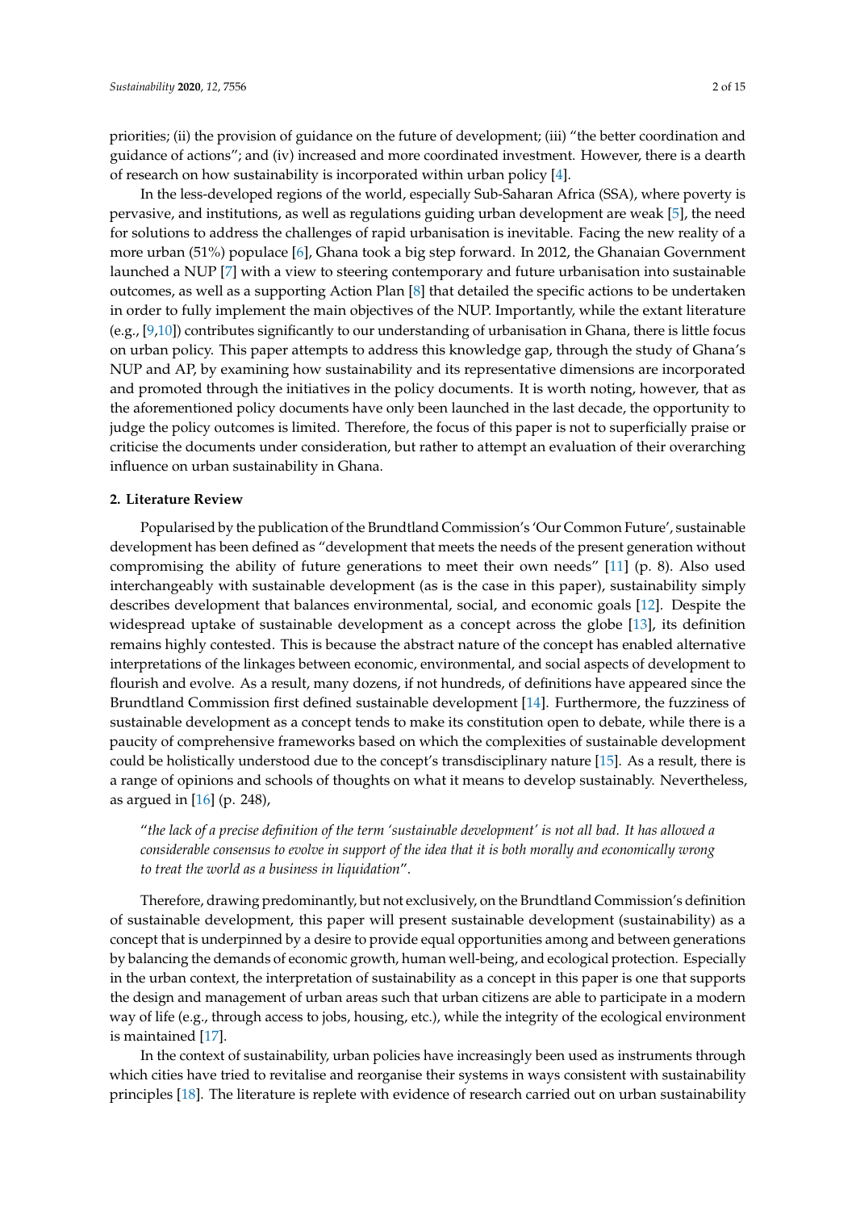priorities; (ii) the provision of guidance on the future of development; (iii) "the better coordination and guidance of actions"; and (iv) increased and more coordinated investment. However, there is a dearth of research on how sustainability is incorporated within urban policy [4].

In the less-developed regions of the world, especially Sub-Saharan Africa (SSA), where poverty is pervasive, and institutions, as well as regulations guiding urban development are weak [5], the need for solutions to address the challenges of rapid urbanisation is inevitable. Facing the new reality of a more urban (51%) populace [6], Ghana took a big step forward. In 2012, the Ghanaian Government launched a NUP [7] with a view to steering contemporary and future urbanisation into sustainable outcomes, as well as a supporting Action Plan [8] that detailed the specific actions to be undertaken in order to fully implement the main objectives of the NUP. Importantly, while the extant literature (e.g., [9,10]) contributes significantly to our understanding of urbanisation in Ghana, there is little focus on urban policy. This paper attempts to address this knowledge gap, through the study of Ghana's NUP and AP, by examining how sustainability and its representative dimensions are incorporated and promoted through the initiatives in the policy documents. It is worth noting, however, that as the aforementioned policy documents have only been launched in the last decade, the opportunity to judge the policy outcomes is limited. Therefore, the focus of this paper is not to superficially praise or criticise the documents under consideration, but rather to attempt an evaluation of their overarching influence on urban sustainability in Ghana.

## 2. Literature Review

Popularised by the publication of the Brundtland Commission's 'Our Common Future', sustainable development has been defined as "development that meets the needs of the present generation without compromising the ability of future generations to meet their own needs" [11] (p. 8). Also used interchangeably with sustainable development (as is the case in this paper), sustainability simply describes development that balances environmental, social, and economic goals [12]. Despite the widespread uptake of sustainable development as a concept across the globe [13], its definition remains highly contested. This is because the abstract nature of the concept has enabled alternative interpretations of the linkages between economic, environmental, and social aspects of development to flourish and evolve. As a result, many dozens, if not hundreds, of definitions have appeared since the Brundtland Commission first defined sustainable development [14]. Furthermore, the fuzziness of sustainable development as a concept tends to make its constitution open to debate, while there is a paucity of comprehensive frameworks based on which the complexities of sustainable development could be holistically understood due to the concept's transdisciplinary nature [15]. As a result, there is a range of opinions and schools of thoughts on what it means to develop sustainably. Nevertheless, as argued in [16] (p. 248),

> "*the lack of a precise definition of the term 'sustainable development' is not all bad. It has allowed a considerable consensus to evolve in support of the idea that it is both morally and economically wrong to treat the world as a business in liquidation*".

Therefore, drawing predominantly, but not exclusively, on the Brundtland Commission's definition of sustainable development, this paper will present sustainable development (sustainability) as a concept that is underpinned by a desire to provide equal opportunities among and between generations by balancing the demands of economic growth, human well-being, and ecological protection. Especially in the urban context, the interpretation of sustainability as a concept in this paper is one that supports the design and management of urban areas such that urban citizens are able to participate in a modern way of life (e.g., through access to jobs, housing, etc.), while the integrity of the ecological environment is maintained [17].

In the context of sustainability, urban policies have increasingly been used as instruments through which cities have tried to revitalise and reorganise their systems in ways consistent with sustainability principles [18]. The literature is replete with evidence of research carried out on urban sustainability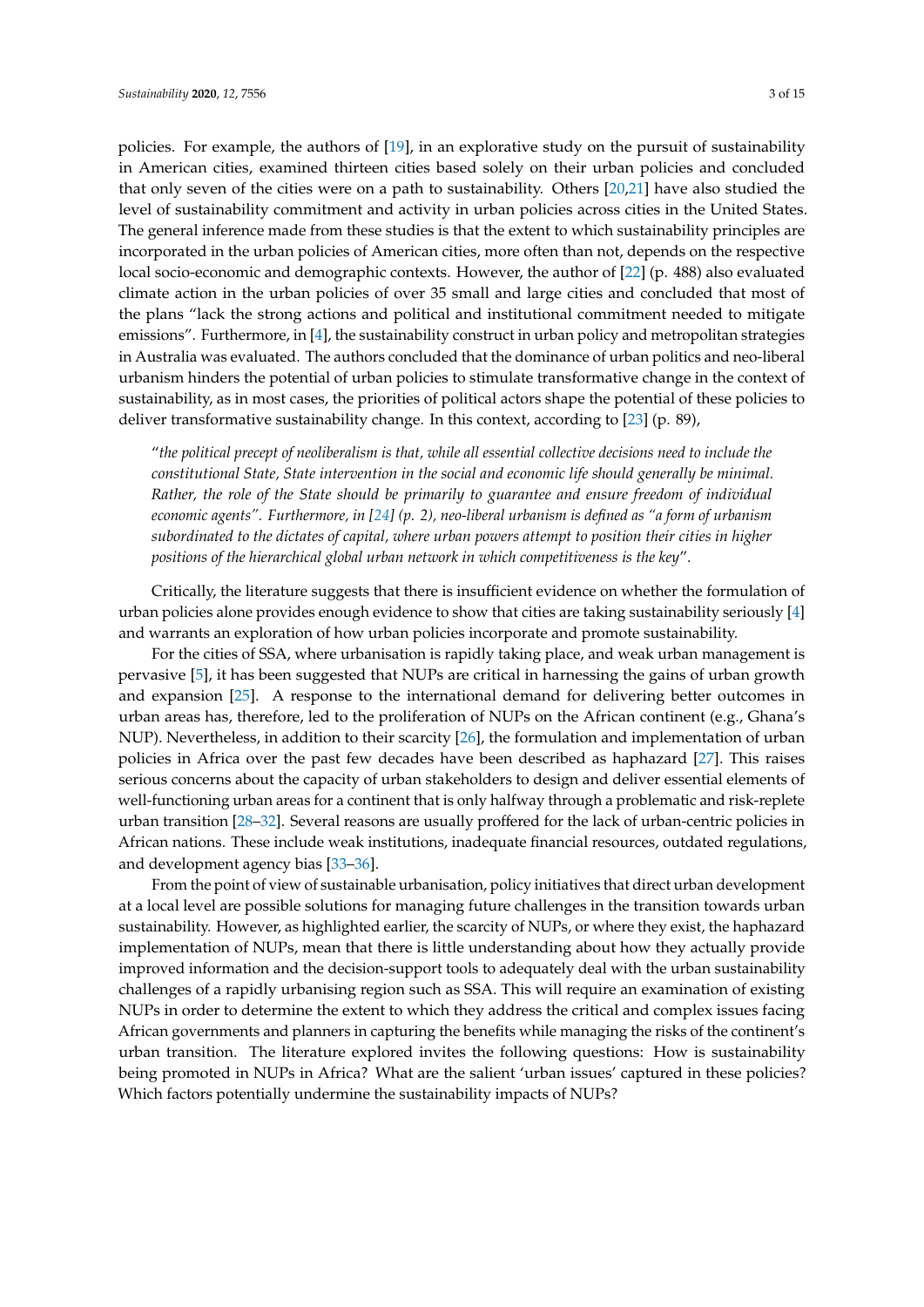policies. For example, the authors of [19], in an explorative study on the pursuit of sustainability in American cities, examined thirteen cities based solely on their urban policies and concluded that only seven of the cities were on a path to sustainability. Others [20,21] have also studied the level of sustainability commitment and activity in urban policies across cities in the United States. The general inference made from these studies is that the extent to which sustainability principles are incorporated in the urban policies of American cities, more often than not, depends on the respective local socio-economic and demographic contexts. However, the author of [22] (p. 488) also evaluated climate action in the urban policies of over 35 small and large cities and concluded that most of the plans "lack the strong actions and political and institutional commitment needed to mitigate emissions". Furthermore, in [4], the sustainability construct in urban policy and metropolitan strategies in Australia was evaluated. The authors concluded that the dominance of urban politics and neo-liberal urbanism hinders the potential of urban policies to stimulate transformative change in the context of sustainability, as in most cases, the priorities of political actors shape the potential of these policies to deliver transformative sustainability change. In this context, according to [23] (p. 89),

> "*the political precept of neoliberalism is that, while all essential collective decisions need to include the constitutional State, State intervention in the social and economic life should generally be minimal. Rather, the role of the State should be primarily to guarantee and ensure freedom of individual economic agents". Furthermore, in [24] (p. 2), neo-liberal urbanism is defined as "a form of urbanism subordinated to the dictates of capital, where urban powers attempt to position their cities in higher positions of the hierarchical global urban network in which competitiveness is the key*".

Critically, the literature suggests that there is insufficient evidence on whether the formulation of urban policies alone provides enough evidence to show that cities are taking sustainability seriously [4] and warrants an exploration of how urban policies incorporate and promote sustainability.

For the cities of SSA, where urbanisation is rapidly taking place, and weak urban management is pervasive [5], it has been suggested that NUPs are critical in harnessing the gains of urban growth and expansion [25]. A response to the international demand for delivering better outcomes in urban areas has, therefore, led to the proliferation of NUPs on the African continent (e.g., Ghana's NUP). Nevertheless, in addition to their scarcity [26], the formulation and implementation of urban policies in Africa over the past few decades have been described as haphazard [27]. This raises serious concerns about the capacity of urban stakeholders to design and deliver essential elements of well-functioning urban areas for a continent that is only halfway through a problematic and risk-replete urban transition [28–32]. Several reasons are usually proffered for the lack of urban-centric policies in African nations. These include weak institutions, inadequate financial resources, outdated regulations, and development agency bias [33–36].

From the point of view of sustainable urbanisation, policy initiatives that direct urban development at a local level are possible solutions for managing future challenges in the transition towards urban sustainability. However, as highlighted earlier, the scarcity of NUPs, or where they exist, the haphazard implementation of NUPs, mean that there is little understanding about how they actually provide improved information and the decision-support tools to adequately deal with the urban sustainability challenges of a rapidly urbanising region such as SSA. This will require an examination of existing NUPs in order to determine the extent to which they address the critical and complex issues facing African governments and planners in capturing the benefits while managing the risks of the continent's urban transition. The literature explored invites the following questions: How is sustainability being promoted in NUPs in Africa? What are the salient 'urban issues' captured in these policies? Which factors potentially undermine the sustainability impacts of NUPs?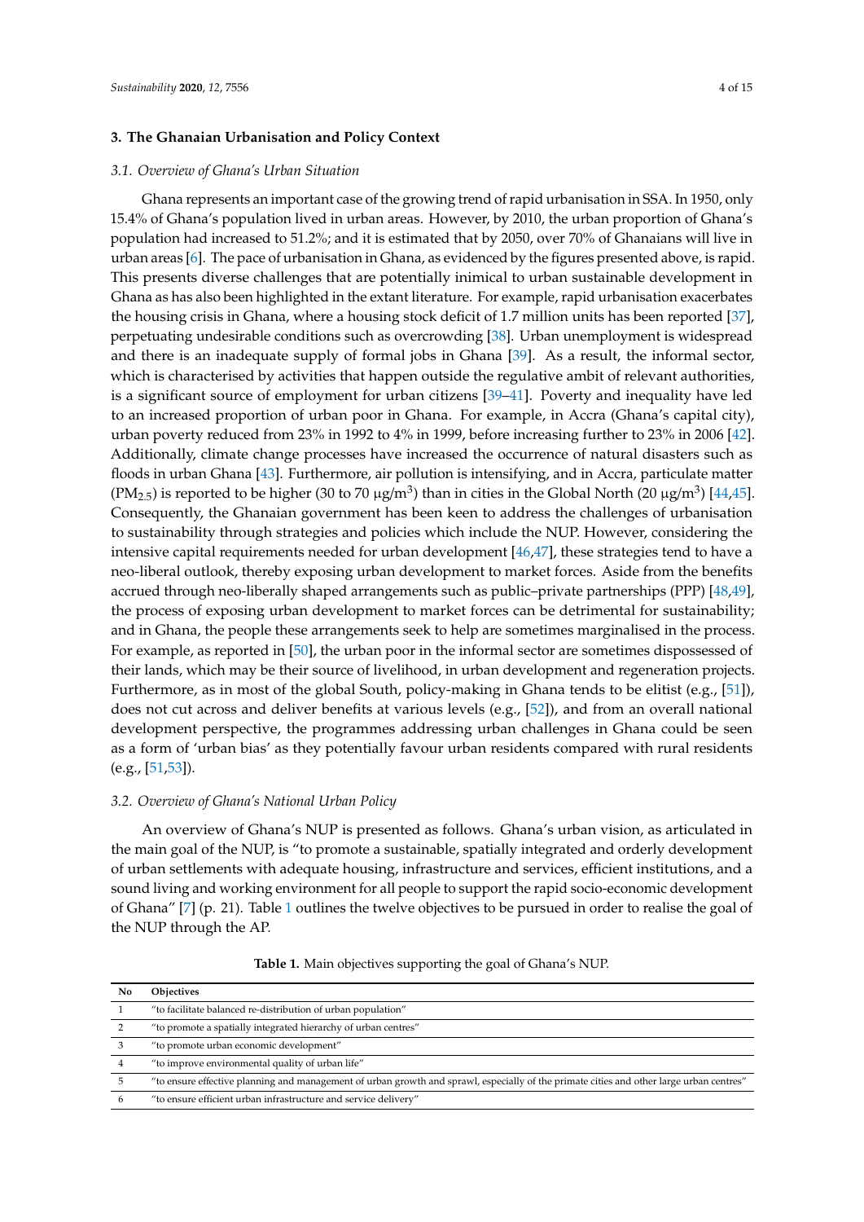## 3. The Ghanaian Urbanisation and Policy Context

### *3.1. Overview of Ghana's Urban Situation*

Ghana represents an important case of the growing trend of rapid urbanisation in SSA. In 1950, only 15.4% of Ghana's population lived in urban areas. However, by 2010, the urban proportion of Ghana's population had increased to 51.2%; and it is estimated that by 2050, over 70% of Ghanaians will live in urban areas [6]. The pace of urbanisation in Ghana, as evidenced by the figures presented above, is rapid. This presents diverse challenges that are potentially inimical to urban sustainable development in Ghana as has also been highlighted in the extant literature. For example, rapid urbanisation exacerbates the housing crisis in Ghana, where a housing stock deficit of 1.7 million units has been reported [37], perpetuating undesirable conditions such as overcrowding [38]. Urban unemployment is widespread and there is an inadequate supply of formal jobs in Ghana [39]. As a result, the informal sector, which is characterised by activities that happen outside the regulative ambit of relevant authorities, is a significant source of employment for urban citizens [39–41]. Poverty and inequality have led to an increased proportion of urban poor in Ghana. For example, in Accra (Ghana's capital city), urban poverty reduced from 23% in 1992 to 4% in 1999, before increasing further to 23% in 2006 [42]. Additionally, climate change processes have increased the occurrence of natural disasters such as floods in urban Ghana [43]. Furthermore, air pollution is intensifying, and in Accra, particulate matter ($PM_{2.5}$) is reported to be higher (30 to 70 $\mu g/m^3$) than in cities in the Global North (20 $\mu g/m^3$) [44,45]. Consequently, the Ghanaian government has been keen to address the challenges of urbanisation to sustainability through strategies and policies which include the NUP. However, considering the intensive capital requirements needed for urban development [46,47], these strategies tend to have a neo-liberal outlook, thereby exposing urban development to market forces. Aside from the benefits accrued through neo-liberally shaped arrangements such as public–private partnerships (PPP) [48,49], the process of exposing urban development to market forces can be detrimental for sustainability; and in Ghana, the people these arrangements seek to help are sometimes marginalised in the process. For example, as reported in [50], the urban poor in the informal sector are sometimes dispossessed of their lands, which may be their source of livelihood, in urban development and regeneration projects. Furthermore, as in most of the global South, policy-making in Ghana tends to be elitist (e.g., [51]), does not cut across and deliver benefits at various levels (e.g., [52]), and from an overall national development perspective, the programmes addressing urban challenges in Ghana could be seen as a form of 'urban bias' as they potentially favour urban residents compared with rural residents (e.g., [51,53]).

### *3.2. Overview of Ghana's National Urban Policy*

An overview of Ghana's NUP is presented as follows. Ghana's urban vision, as articulated in the main goal of the NUP, is "to promote a sustainable, spatially integrated and orderly development of urban settlements with adequate housing, infrastructure and services, efficient institutions, and a sound living and working environment for all people to support the rapid socio-economic development of Ghana" [7] (p. 21). Table 1 outlines the twelve objectives to be pursued in order to realise the goal of the NUP through the AP.

**Table 1.** Main objectives supporting the goal of Ghana's NUP.

| No | Objectives |
|---|---|
| 1 | "to facilitate balanced re-distribution of urban population" |
| 2 | "to promote a spatially integrated hierarchy of urban centres" |
| 3 | "to promote urban economic development" |
| 4 | "to improve environmental quality of urban life" |
| 5 | "to ensure effective planning and management of urban growth and sprawl, especially of the primate cities and other large urban centres" |
| 6 | "to ensure efficient urban infrastructure and service delivery" |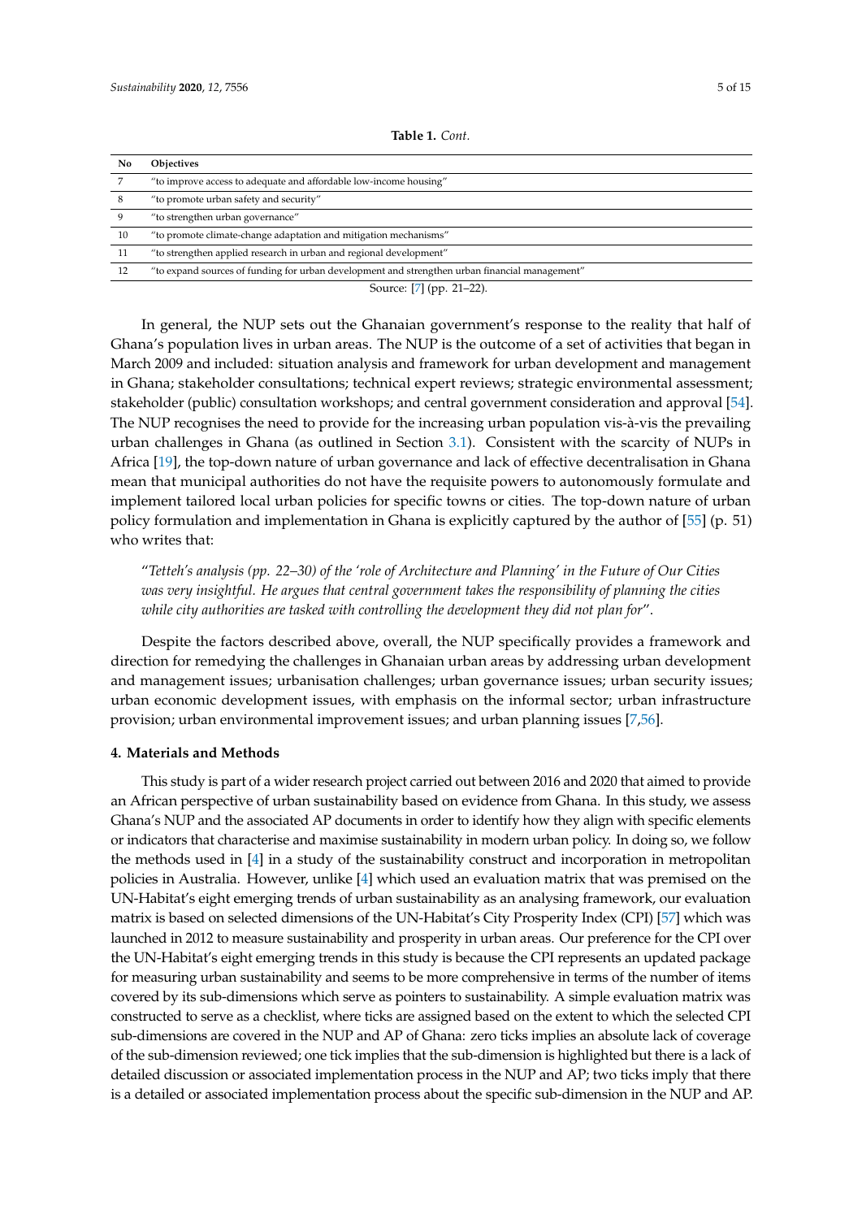**Table 1.** *Cont.*

| No | Objectives |
|---|---|
| 7 | "to improve access to adequate and affordable low-income housing" |
| 8 | "to promote urban safety and security" |
| 9 | "to strengthen urban governance" |
| 10 | "to promote climate-change adaptation and mitigation mechanisms" |
| 11 | "to strengthen applied research in urban and regional development" |
| 12 | "to expand sources of funding for urban development and strengthen urban financial management" |

Source: [7] (pp. 21–22).

In general, the NUP sets out the Ghanaian government's response to the reality that half of Ghana's population lives in urban areas. The NUP is the outcome of a set of activities that began in March 2009 and included: situation analysis and framework for urban development and management in Ghana; stakeholder consultations; technical expert reviews; strategic environmental assessment; stakeholder (public) consultation workshops; and central government consideration and approval [54]. The NUP recognises the need to provide for the increasing urban population vis-à-vis the prevailing urban challenges in Ghana (as outlined in Section 3.1). Consistent with the scarcity of NUPs in Africa [19], the top-down nature of urban governance and lack of effective decentralisation in Ghana mean that municipal authorities do not have the requisite powers to autonomously formulate and implement tailored local urban policies for specific towns or cities. The top-down nature of urban policy formulation and implementation in Ghana is explicitly captured by the author of [55] (p. 51) who writes that:

"*Tetteh's analysis (pp. 22–30) of the 'role of Architecture and Planning' in the Future of Our Cities was very insightful. He argues that central government takes the responsibility of planning the cities while city authorities are tasked with controlling the development they did not plan for*".

Despite the factors described above, overall, the NUP specifically provides a framework and direction for remedying the challenges in Ghanaian urban areas by addressing urban development and management issues; urbanisation challenges; urban governance issues; urban security issues; urban economic development issues, with emphasis on the informal sector; urban infrastructure provision; urban environmental improvement issues; and urban planning issues [7,56].

## 4. Materials and Methods

This study is part of a wider research project carried out between 2016 and 2020 that aimed to provide an African perspective of urban sustainability based on evidence from Ghana. In this study, we assess Ghana's NUP and the associated AP documents in order to identify how they align with specific elements or indicators that characterise and maximise sustainability in modern urban policy. In doing so, we follow the methods used in [4] in a study of the sustainability construct and incorporation in metropolitan policies in Australia. However, unlike [4] which used an evaluation matrix that was premised on the UN-Habitat's eight emerging trends of urban sustainability as an analysing framework, our evaluation matrix is based on selected dimensions of the UN-Habitat's City Prosperity Index (CPI) [57] which was launched in 2012 to measure sustainability and prosperity in urban areas. Our preference for the CPI over the UN-Habitat's eight emerging trends in this study is because the CPI represents an updated package for measuring urban sustainability and seems to be more comprehensive in terms of the number of items covered by its sub-dimensions which serve as pointers to sustainability. A simple evaluation matrix was constructed to serve as a checklist, where ticks are assigned based on the extent to which the selected CPI sub-dimensions are covered in the NUP and AP of Ghana: zero ticks implies an absolute lack of coverage of the sub-dimension reviewed; one tick implies that the sub-dimension is highlighted but there is a lack of detailed discussion or associated implementation process in the NUP and AP; two ticks imply that there is a detailed or associated implementation process about the specific sub-dimension in the NUP and AP.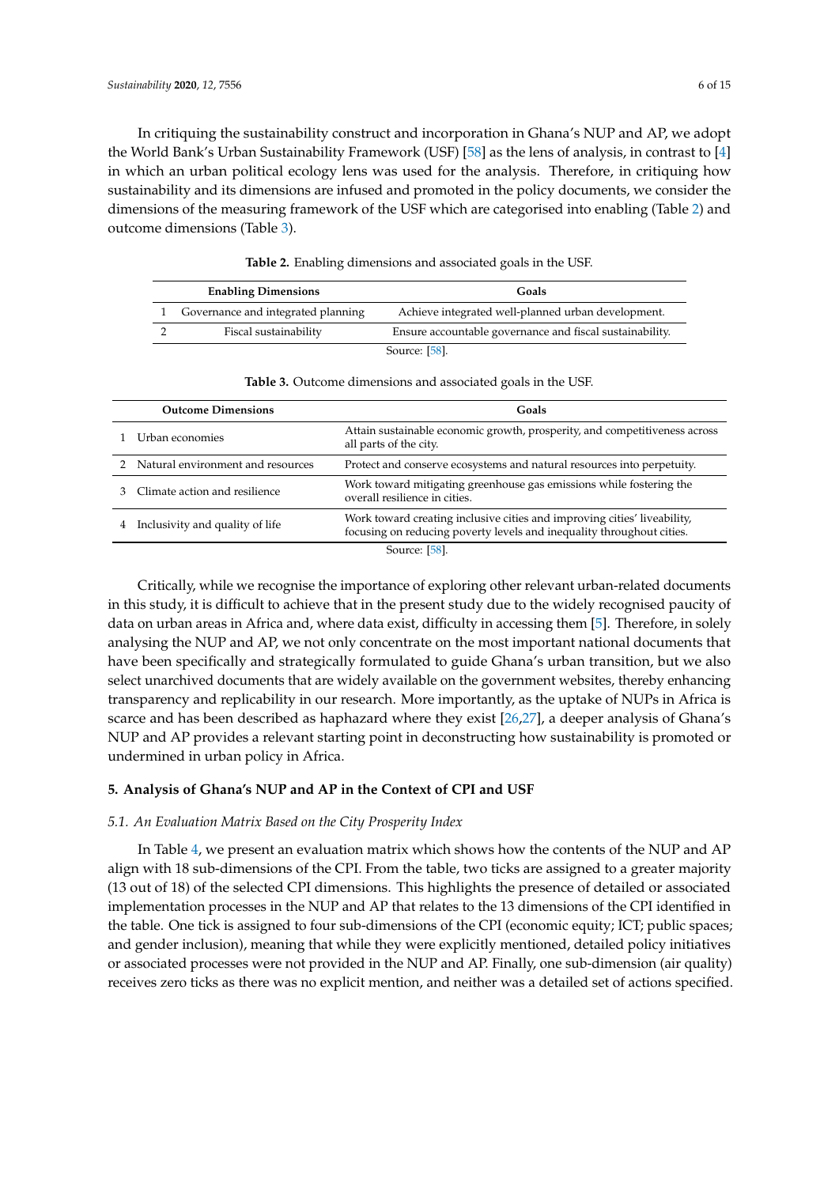In critiquing the sustainability construct and incorporation in Ghana's NUP and AP, we adopt the World Bank's Urban Sustainability Framework (USF) [58] as the lens of analysis, in contrast to [4] in which an urban political ecology lens was used for the analysis. Therefore, in critiquing how sustainability and its dimensions are infused and promoted in the policy documents, we consider the dimensions of the measuring framework of the USF which are categorised into enabling (Table 2) and outcome dimensions (Table 3).

**Table 2.** Enabling dimensions and associated goals in the USF.

| | Enabling Dimensions | Goals |
|---|---|---|
| 1 | Governance and integrated planning | Achieve integrated well-planned urban development. |
| 2 | Fiscal sustainability | Ensure accountable governance and fiscal sustainability. |

Source: [58].

**Table 3.** Outcome dimensions and associated goals in the USF.

| | Outcome Dimensions | Goals |
|---|---|---|
| 1 | Urban economies | Attain sustainable economic growth, prosperity, and competitiveness across all parts of the city. |
| 2 | Natural environment and resources | Protect and conserve ecosystems and natural resources into perpetuity. |
| 3 | Climate action and resilience | Work toward mitigating greenhouse gas emissions while fostering the overall resilience in cities. |
| 4 | Inclusivity and quality of life | Work toward creating inclusive cities and improving cities' liveability, focusing on reducing poverty levels and inequality throughout cities. |

Source: [58].

Critically, while we recognise the importance of exploring other relevant urban-related documents in this study, it is difficult to achieve that in the present study due to the widely recognised paucity of data on urban areas in Africa and, where data exist, difficulty in accessing them [5]. Therefore, in solely analysing the NUP and AP, we not only concentrate on the most important national documents that have been specifically and strategically formulated to guide Ghana's urban transition, but we also select unarchived documents that are widely available on the government websites, thereby enhancing transparency and replicability in our research. More importantly, as the uptake of NUPs in Africa is scarce and has been described as haphazard where they exist [26,27], a deeper analysis of Ghana's NUP and AP provides a relevant starting point in deconstructing how sustainability is promoted or undermined in urban policy in Africa.

## 5. Analysis of Ghana's NUP and AP in the Context of CPI and USF

### *5.1. An Evaluation Matrix Based on the City Prosperity Index*

In Table 4, we present an evaluation matrix which shows how the contents of the NUP and AP align with 18 sub-dimensions of the CPI. From the table, two ticks are assigned to a greater majority (13 out of 18) of the selected CPI dimensions. This highlights the presence of detailed or associated implementation processes in the NUP and AP that relates to the 13 dimensions of the CPI identified in the table. One tick is assigned to four sub-dimensions of the CPI (economic equity; ICT; public spaces; and gender inclusion), meaning that while they were explicitly mentioned, detailed policy initiatives or associated processes were not provided in the NUP and AP. Finally, one sub-dimension (air quality) receives zero ticks as there was no explicit mention, and neither was a detailed set of actions specified.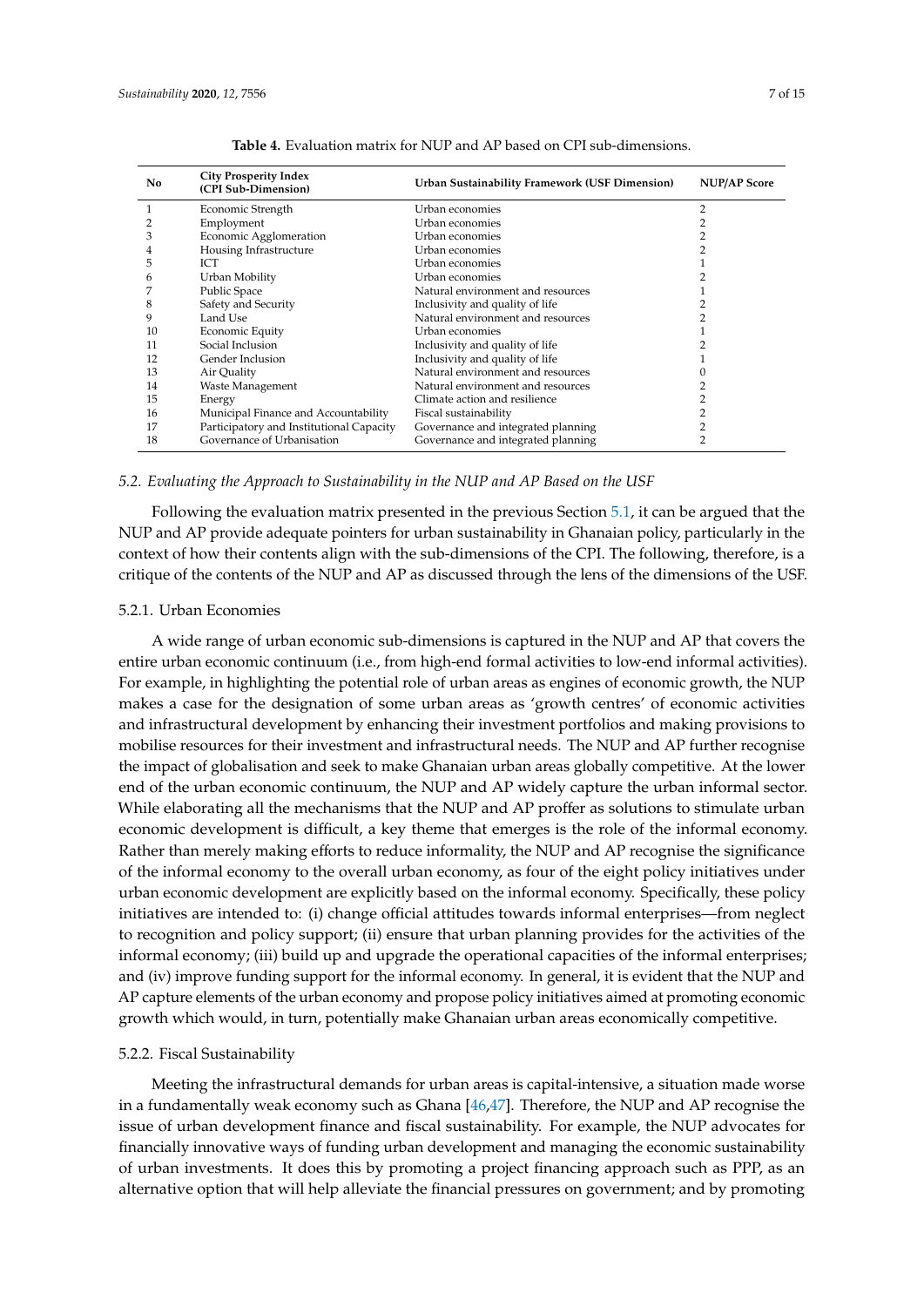**Table 4.** Evaluation matrix for NUP and AP based on CPI sub-dimensions.

| No | City Prosperity Index (CPI Sub-Dimension) | Urban Sustainability Framework (USF Dimension) | NUP/AP Score |
|---|---|---|---|
| 1 | Economic Strength | Urban economies | 2 |
| 2 | Employment | Urban economies | 2 |
| 3 | Economic Agglomeration | Urban economies | 2 |
| 4 | Housing Infrastructure | Urban economies | 2 |
| 5 | ICT | Urban economies | 1 |
| 6 | Urban Mobility | Urban economies | 2 |
| 7 | Public Space | Natural environment and resources | 1 |
| 8 | Safety and Security | Inclusivity and quality of life | 2 |
| 9 | Land Use | Natural environment and resources | 2 |
| 10 | Economic Equity | Urban economies | 1 |
| 11 | Social Inclusion | Inclusivity and quality of life | 2 |
| 12 | Gender Inclusion | Inclusivity and quality of life | 1 |
| 13 | Air Quality | Natural environment and resources | 0 |
| 14 | Waste Management | Natural environment and resources | 2 |
| 15 | Energy | Climate action and resilience | 2 |
| 16 | Municipal Finance and Accountability | Fiscal sustainability | 2 |
| 17 | Participatory and Institutional Capacity | Governance and integrated planning | 2 |
| 18 | Governance of Urbanisation | Governance and integrated planning | 2 |

### *5.2. Evaluating the Approach to Sustainability in the NUP and AP Based on the USF*

Following the evaluation matrix presented in the previous Section 5.1, it can be argued that the NUP and AP provide adequate pointers for urban sustainability in Ghanaian policy, particularly in the context of how their contents align with the sub-dimensions of the CPI. The following, therefore, is a critique of the contents of the NUP and AP as discussed through the lens of the dimensions of the USF.

#### 5.2.1. Urban Economies

A wide range of urban economic sub-dimensions is captured in the NUP and AP that covers the entire urban economic continuum (i.e., from high-end formal activities to low-end informal activities). For example, in highlighting the potential role of urban areas as engines of economic growth, the NUP makes a case for the designation of some urban areas as 'growth centres' of economic activities and infrastructural development by enhancing their investment portfolios and making provisions to mobilise resources for their investment and infrastructural needs. The NUP and AP further recognise the impact of globalisation and seek to make Ghanaian urban areas globally competitive. At the lower end of the urban economic continuum, the NUP and AP widely capture the urban informal sector. While elaborating all the mechanisms that the NUP and AP proffer as solutions to stimulate urban economic development is difficult, a key theme that emerges is the role of the informal economy. Rather than merely making efforts to reduce informality, the NUP and AP recognise the significance of the informal economy to the overall urban economy, as four of the eight policy initiatives under urban economic development are explicitly based on the informal economy. Specifically, these policy initiatives are intended to: (i) change official attitudes towards informal enterprises—from neglect to recognition and policy support; (ii) ensure that urban planning provides for the activities of the informal economy; (iii) build up and upgrade the operational capacities of the informal enterprises; and (iv) improve funding support for the informal economy. In general, it is evident that the NUP and AP capture elements of the urban economy and propose policy initiatives aimed at promoting economic growth which would, in turn, potentially make Ghanaian urban areas economically competitive.

#### 5.2.2. Fiscal Sustainability

Meeting the infrastructural demands for urban areas is capital-intensive, a situation made worse in a fundamentally weak economy such as Ghana [46,47]. Therefore, the NUP and AP recognise the issue of urban development finance and fiscal sustainability. For example, the NUP advocates for financially innovative ways of funding urban development and managing the economic sustainability of urban investments. It does this by promoting a project financing approach such as PPP, as an alternative option that will help alleviate the financial pressures on government; and by promoting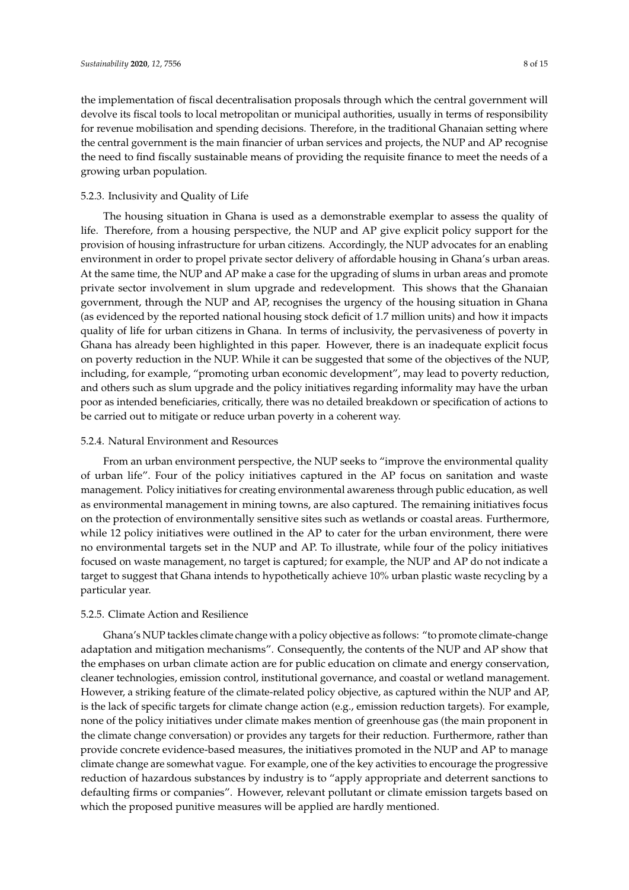the implementation of fiscal decentralisation proposals through which the central government will devolve its fiscal tools to local metropolitan or municipal authorities, usually in terms of responsibility for revenue mobilisation and spending decisions. Therefore, in the traditional Ghanaian setting where the central government is the main financier of urban services and projects, the NUP and AP recognise the need to find fiscally sustainable means of providing the requisite finance to meet the needs of a growing urban population.

#### 5.2.3. Inclusivity and Quality of Life

The housing situation in Ghana is used as a demonstrable exemplar to assess the quality of life. Therefore, from a housing perspective, the NUP and AP give explicit policy support for the provision of housing infrastructure for urban citizens. Accordingly, the NUP advocates for an enabling environment in order to propel private sector delivery of affordable housing in Ghana's urban areas. At the same time, the NUP and AP make a case for the upgrading of slums in urban areas and promote private sector involvement in slum upgrade and redevelopment. This shows that the Ghanaian government, through the NUP and AP, recognises the urgency of the housing situation in Ghana (as evidenced by the reported national housing stock deficit of 1.7 million units) and how it impacts quality of life for urban citizens in Ghana. In terms of inclusivity, the pervasiveness of poverty in Ghana has already been highlighted in this paper. However, there is an inadequate explicit focus on poverty reduction in the NUP. While it can be suggested that some of the objectives of the NUP, including, for example, "promoting urban economic development", may lead to poverty reduction, and others such as slum upgrade and the policy initiatives regarding informality may have the urban poor as intended beneficiaries, critically, there was no detailed breakdown or specification of actions to be carried out to mitigate or reduce urban poverty in a coherent way.

#### 5.2.4. Natural Environment and Resources

From an urban environment perspective, the NUP seeks to "improve the environmental quality of urban life". Four of the policy initiatives captured in the AP focus on sanitation and waste management. Policy initiatives for creating environmental awareness through public education, as well as environmental management in mining towns, are also captured. The remaining initiatives focus on the protection of environmentally sensitive sites such as wetlands or coastal areas. Furthermore, while 12 policy initiatives were outlined in the AP to cater for the urban environment, there were no environmental targets set in the NUP and AP. To illustrate, while four of the policy initiatives focused on waste management, no target is captured; for example, the NUP and AP do not indicate a target to suggest that Ghana intends to hypothetically achieve 10% urban plastic waste recycling by a particular year.

#### 5.2.5. Climate Action and Resilience

Ghana's NUP tackles climate change with a policy objective as follows: "to promote climate-change adaptation and mitigation mechanisms". Consequently, the contents of the NUP and AP show that the emphases on urban climate action are for public education on climate and energy conservation, cleaner technologies, emission control, institutional governance, and coastal or wetland management. However, a striking feature of the climate-related policy objective, as captured within the NUP and AP, is the lack of specific targets for climate change action (e.g., emission reduction targets). For example, none of the policy initiatives under climate makes mention of greenhouse gas (the main proponent in the climate change conversation) or provides any targets for their reduction. Furthermore, rather than provide concrete evidence-based measures, the initiatives promoted in the NUP and AP to manage climate change are somewhat vague. For example, one of the key activities to encourage the progressive reduction of hazardous substances by industry is to "apply appropriate and deterrent sanctions to defaulting firms or companies". However, relevant pollutant or climate emission targets based on which the proposed punitive measures will be applied are hardly mentioned.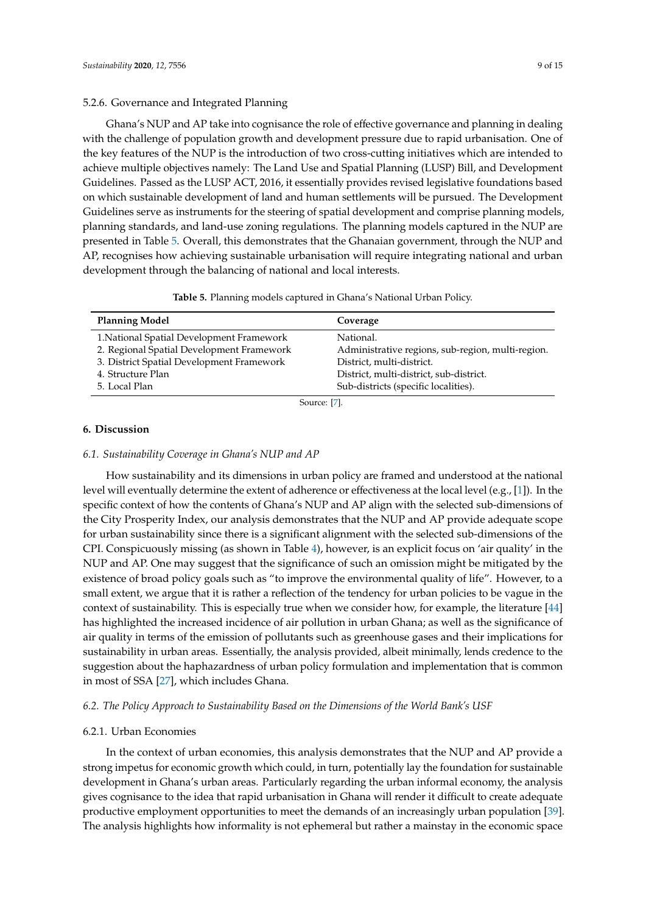#### 5.2.6. Governance and Integrated Planning

Ghana's NUP and AP take into cognisance the role of effective governance and planning in dealing with the challenge of population growth and development pressure due to rapid urbanisation. One of the key features of the NUP is the introduction of two cross-cutting initiatives which are intended to achieve multiple objectives namely: The Land Use and Spatial Planning (LUSP) Bill, and Development Guidelines. Passed as the LUSP ACT, 2016, it essentially provides revised legislative foundations based on which sustainable development of land and human settlements will be pursued. The Development Guidelines serve as instruments for the steering of spatial development and comprise planning models, planning standards, and land-use zoning regulations. The planning models captured in the NUP are presented in Table 5. Overall, this demonstrates that the Ghanaian government, through the NUP and AP, recognises how achieving sustainable urbanisation will require integrating national and urban development through the balancing of national and local interests.

**Table 5.** Planning models captured in Ghana's National Urban Policy.

| Planning Model | Coverage |
| --- | --- |
| 1.National Spatial Development Framework | National. |
| 2. Regional Spatial Development Framework | Administrative regions, sub-region, multi-region. |
| 3. District Spatial Development Framework | District, multi-district. |
| 4. Structure Plan | District, multi-district, sub-district. |
| 5. Local Plan | Sub-districts (specific localities). |

Source: [7].

## 6. Discussion

### *6.1. Sustainability Coverage in Ghana's NUP and AP*

How sustainability and its dimensions in urban policy are framed and understood at the national level will eventually determine the extent of adherence or effectiveness at the local level (e.g., [1]). In the specific context of how the contents of Ghana's NUP and AP align with the selected sub-dimensions of the City Prosperity Index, our analysis demonstrates that the NUP and AP provide adequate scope for urban sustainability since there is a significant alignment with the selected sub-dimensions of the CPI. Conspicuously missing (as shown in Table 4), however, is an explicit focus on 'air quality' in the NUP and AP. One may suggest that the significance of such an omission might be mitigated by the existence of broad policy goals such as "to improve the environmental quality of life". However, to a small extent, we argue that it is rather a reflection of the tendency for urban policies to be vague in the context of sustainability. This is especially true when we consider how, for example, the literature [44] has highlighted the increased incidence of air pollution in urban Ghana; as well as the significance of air quality in terms of the emission of pollutants such as greenhouse gases and their implications for sustainability in urban areas. Essentially, the analysis provided, albeit minimally, lends credence to the suggestion about the haphazardness of urban policy formulation and implementation that is common in most of SSA [27], which includes Ghana.

### *6.2. The Policy Approach to Sustainability Based on the Dimensions of the World Bank's USF*

#### 6.2.1. Urban Economies

In the context of urban economies, this analysis demonstrates that the NUP and AP provide a strong impetus for economic growth which could, in turn, potentially lay the foundation for sustainable development in Ghana's urban areas. Particularly regarding the urban informal economy, the analysis gives cognisance to the idea that rapid urbanisation in Ghana will render it difficult to create adequate productive employment opportunities to meet the demands of an increasingly urban population [39]. The analysis highlights how informality is not ephemeral but rather a mainstay in the economic space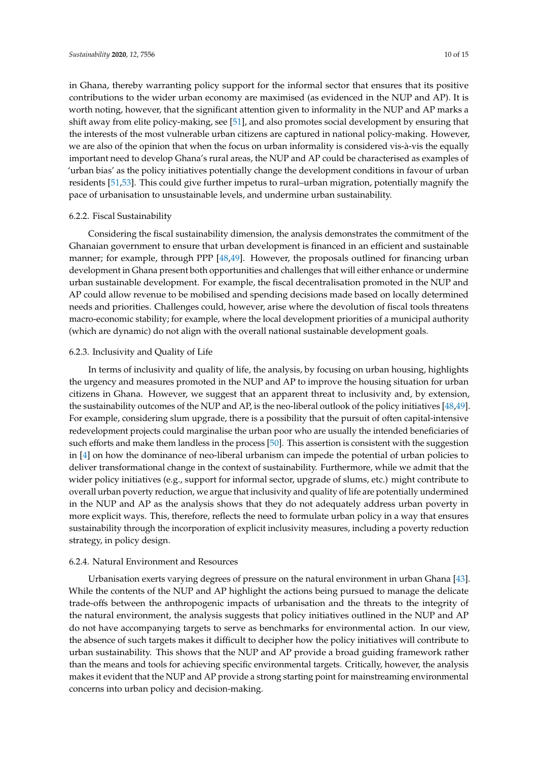in Ghana, thereby warranting policy support for the informal sector that ensures that its positive contributions to the wider urban economy are maximised (as evidenced in the NUP and AP). It is worth noting, however, that the significant attention given to informality in the NUP and AP marks a shift away from elite policy-making, see [51], and also promotes social development by ensuring that the interests of the most vulnerable urban citizens are captured in national policy-making. However, we are also of the opinion that when the focus on urban informality is considered vis-à-vis the equally important need to develop Ghana's rural areas, the NUP and AP could be characterised as examples of 'urban bias' as the policy initiatives potentially change the development conditions in favour of urban residents [51,53]. This could give further impetus to rural–urban migration, potentially magnify the pace of urbanisation to unsustainable levels, and undermine urban sustainability.

#### 6.2.2. Fiscal Sustainability

Considering the fiscal sustainability dimension, the analysis demonstrates the commitment of the Ghanaian government to ensure that urban development is financed in an efficient and sustainable manner; for example, through PPP [48,49]. However, the proposals outlined for financing urban development in Ghana present both opportunities and challenges that will either enhance or undermine urban sustainable development. For example, the fiscal decentralisation promoted in the NUP and AP could allow revenue to be mobilised and spending decisions made based on locally determined needs and priorities. Challenges could, however, arise where the devolution of fiscal tools threatens macro-economic stability; for example, where the local development priorities of a municipal authority (which are dynamic) do not align with the overall national sustainable development goals.

#### 6.2.3. Inclusivity and Quality of Life

In terms of inclusivity and quality of life, the analysis, by focusing on urban housing, highlights the urgency and measures promoted in the NUP and AP to improve the housing situation for urban citizens in Ghana. However, we suggest that an apparent threat to inclusivity and, by extension, the sustainability outcomes of the NUP and AP, is the neo-liberal outlook of the policy initiatives [48,49]. For example, considering slum upgrade, there is a possibility that the pursuit of often capital-intensive redevelopment projects could marginalise the urban poor who are usually the intended beneficiaries of such efforts and make them landless in the process [50]. This assertion is consistent with the suggestion in [4] on how the dominance of neo-liberal urbanism can impede the potential of urban policies to deliver transformational change in the context of sustainability. Furthermore, while we admit that the wider policy initiatives (e.g., support for informal sector, upgrade of slums, etc.) might contribute to overall urban poverty reduction, we argue that inclusivity and quality of life are potentially undermined in the NUP and AP as the analysis shows that they do not adequately address urban poverty in more explicit ways. This, therefore, reflects the need to formulate urban policy in a way that ensures sustainability through the incorporation of explicit inclusivity measures, including a poverty reduction strategy, in policy design.

#### 6.2.4. Natural Environment and Resources

Urbanisation exerts varying degrees of pressure on the natural environment in urban Ghana [43]. While the contents of the NUP and AP highlight the actions being pursued to manage the delicate trade-offs between the anthropogenic impacts of urbanisation and the threats to the integrity of the natural environment, the analysis suggests that policy initiatives outlined in the NUP and AP do not have accompanying targets to serve as benchmarks for environmental action. In our view, the absence of such targets makes it difficult to decipher how the policy initiatives will contribute to urban sustainability. This shows that the NUP and AP provide a broad guiding framework rather than the means and tools for achieving specific environmental targets. Critically, however, the analysis makes it evident that the NUP and AP provide a strong starting point for mainstreaming environmental concerns into urban policy and decision-making.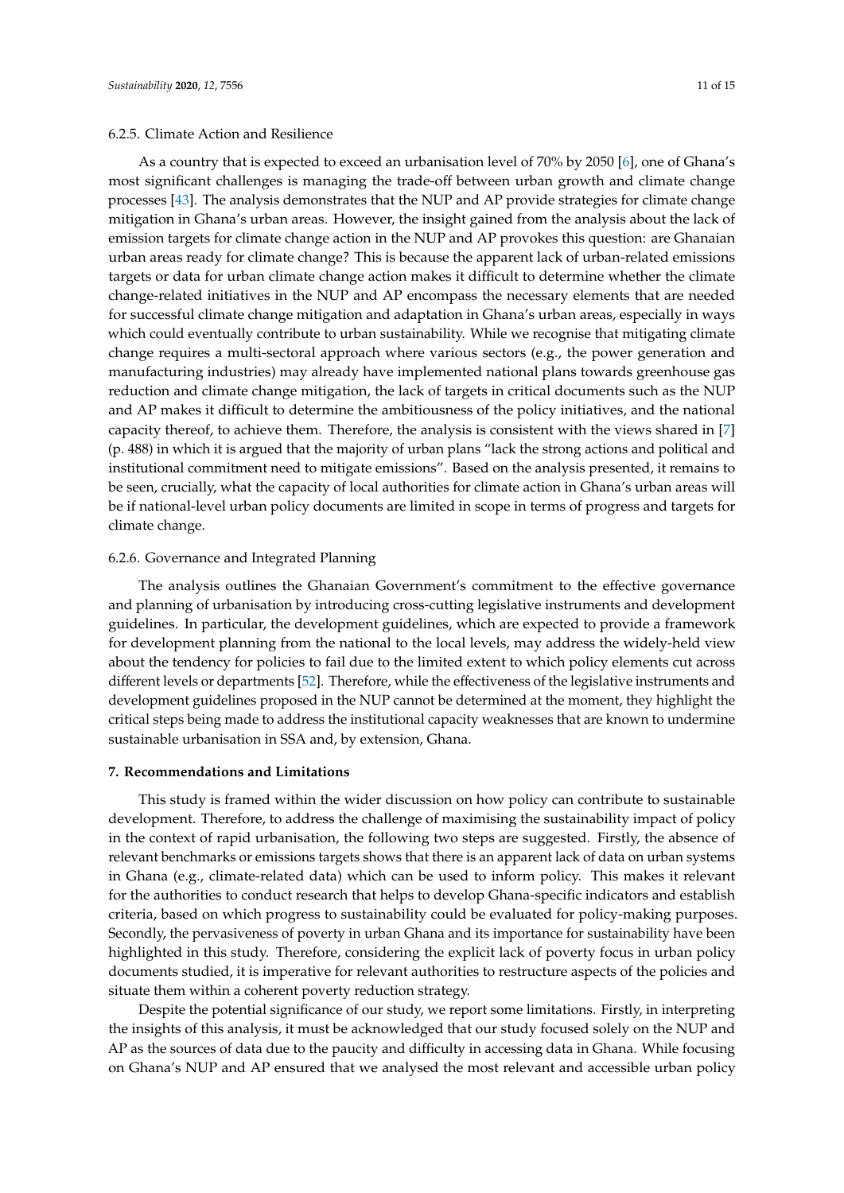#### 6.2.5. Climate Action and Resilience

As a country that is expected to exceed an urbanisation level of 70% by 2050 [6], one of Ghana's most significant challenges is managing the trade-off between urban growth and climate change processes [43]. The analysis demonstrates that the NUP and AP provide strategies for climate change mitigation in Ghana's urban areas. However, the insight gained from the analysis about the lack of emission targets for climate change action in the NUP and AP provokes this question: are Ghanaian urban areas ready for climate change? This is because the apparent lack of urban-related emissions targets or data for urban climate change action makes it difficult to determine whether the climate change-related initiatives in the NUP and AP encompass the necessary elements that are needed for successful climate change mitigation and adaptation in Ghana's urban areas, especially in ways which could eventually contribute to urban sustainability. While we recognise that mitigating climate change requires a multi-sectoral approach where various sectors (e.g., the power generation and manufacturing industries) may already have implemented national plans towards greenhouse gas reduction and climate change mitigation, the lack of targets in critical documents such as the NUP and AP makes it difficult to determine the ambitiousness of the policy initiatives, and the national capacity thereof, to achieve them. Therefore, the analysis is consistent with the views shared in [7] (p. 488) in which it is argued that the majority of urban plans "lack the strong actions and political and institutional commitment need to mitigate emissions". Based on the analysis presented, it remains to be seen, crucially, what the capacity of local authorities for climate action in Ghana's urban areas will be if national-level urban policy documents are limited in scope in terms of progress and targets for climate change.

#### 6.2.6. Governance and Integrated Planning

The analysis outlines the Ghanaian Government's commitment to the effective governance and planning of urbanisation by introducing cross-cutting legislative instruments and development guidelines. In particular, the development guidelines, which are expected to provide a framework for development planning from the national to the local levels, may address the widely-held view about the tendency for policies to fail due to the limited extent to which policy elements cut across different levels or departments [52]. Therefore, while the effectiveness of the legislative instruments and development guidelines proposed in the NUP cannot be determined at the moment, they highlight the critical steps being made to address the institutional capacity weaknesses that are known to undermine sustainable urbanisation in SSA and, by extension, Ghana.

## 7. Recommendations and Limitations

This study is framed within the wider discussion on how policy can contribute to sustainable development. Therefore, to address the challenge of maximising the sustainability impact of policy in the context of rapid urbanisation, the following two steps are suggested. Firstly, the absence of relevant benchmarks or emissions targets shows that there is an apparent lack of data on urban systems in Ghana (e.g., climate-related data) which can be used to inform policy. This makes it relevant for the authorities to conduct research that helps to develop Ghana-specific indicators and establish criteria, based on which progress to sustainability could be evaluated for policy-making purposes. Secondly, the pervasiveness of poverty in urban Ghana and its importance for sustainability have been highlighted in this study. Therefore, considering the explicit lack of poverty focus in urban policy documents studied, it is imperative for relevant authorities to restructure aspects of the policies and situate them within a coherent poverty reduction strategy.

Despite the potential significance of our study, we report some limitations. Firstly, in interpreting the insights of this analysis, it must be acknowledged that our study focused solely on the NUP and AP as the sources of data due to the paucity and difficulty in accessing data in Ghana. While focusing on Ghana's NUP and AP ensured that we analysed the most relevant and accessible urban policy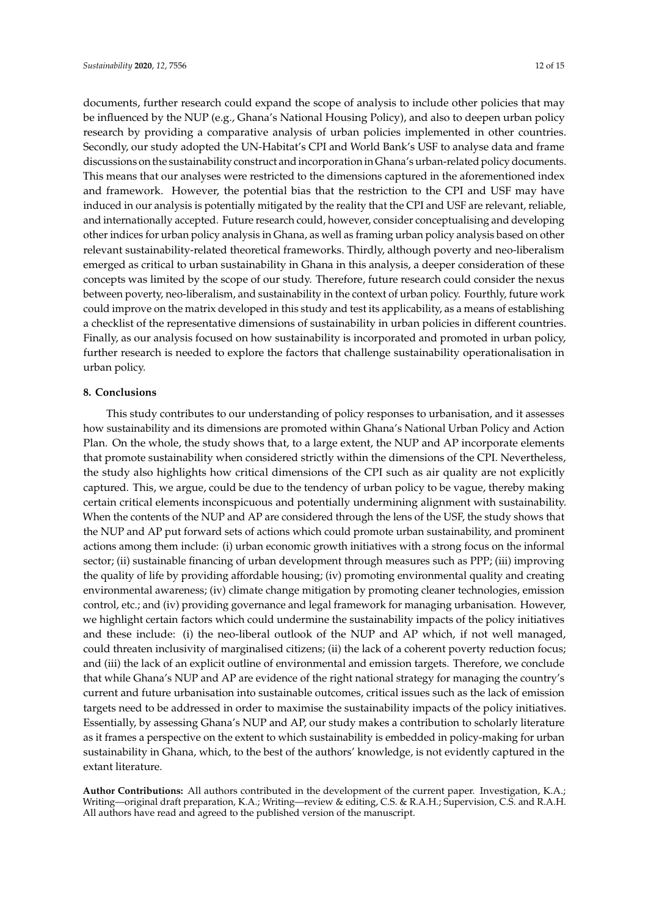documents, further research could expand the scope of analysis to include other policies that may be influenced by the NUP (e.g., Ghana's National Housing Policy), and also to deepen urban policy research by providing a comparative analysis of urban policies implemented in other countries. Secondly, our study adopted the UN-Habitat's CPI and World Bank's USF to analyse data and frame discussions on the sustainability construct and incorporation in Ghana's urban-related policy documents. This means that our analyses were restricted to the dimensions captured in the aforementioned index and framework. However, the potential bias that the restriction to the CPI and USF may have induced in our analysis is potentially mitigated by the reality that the CPI and USF are relevant, reliable, and internationally accepted. Future research could, however, consider conceptualising and developing other indices for urban policy analysis in Ghana, as well as framing urban policy analysis based on other relevant sustainability-related theoretical frameworks. Thirdly, although poverty and neo-liberalism emerged as critical to urban sustainability in Ghana in this analysis, a deeper consideration of these concepts was limited by the scope of our study. Therefore, future research could consider the nexus between poverty, neo-liberalism, and sustainability in the context of urban policy. Fourthly, future work could improve on the matrix developed in this study and test its applicability, as a means of establishing a checklist of the representative dimensions of sustainability in urban policies in different countries. Finally, as our analysis focused on how sustainability is incorporated and promoted in urban policy, further research is needed to explore the factors that challenge sustainability operationalisation in urban policy.

## 8. Conclusions

This study contributes to our understanding of policy responses to urbanisation, and it assesses how sustainability and its dimensions are promoted within Ghana's National Urban Policy and Action Plan. On the whole, the study shows that, to a large extent, the NUP and AP incorporate elements that promote sustainability when considered strictly within the dimensions of the CPI. Nevertheless, the study also highlights how critical dimensions of the CPI such as air quality are not explicitly captured. This, we argue, could be due to the tendency of urban policy to be vague, thereby making certain critical elements inconspicuous and potentially undermining alignment with sustainability. When the contents of the NUP and AP are considered through the lens of the USF, the study shows that the NUP and AP put forward sets of actions which could promote urban sustainability, and prominent actions among them include: (i) urban economic growth initiatives with a strong focus on the informal sector; (ii) sustainable financing of urban development through measures such as PPP; (iii) improving the quality of life by providing affordable housing; (iv) promoting environmental quality and creating environmental awareness; (iv) climate change mitigation by promoting cleaner technologies, emission control, etc.; and (iv) providing governance and legal framework for managing urbanisation. However, we highlight certain factors which could undermine the sustainability impacts of the policy initiatives and these include: (i) the neo-liberal outlook of the NUP and AP which, if not well managed, could threaten inclusivity of marginalised citizens; (ii) the lack of a coherent poverty reduction focus; and (iii) the lack of an explicit outline of environmental and emission targets. Therefore, we conclude that while Ghana's NUP and AP are evidence of the right national strategy for managing the country's current and future urbanisation into sustainable outcomes, critical issues such as the lack of emission targets need to be addressed in order to maximise the sustainability impacts of the policy initiatives. Essentially, by assessing Ghana's NUP and AP, our study makes a contribution to scholarly literature as it frames a perspective on the extent to which sustainability is embedded in policy-making for urban sustainability in Ghana, which, to the best of the authors' knowledge, is not evidently captured in the extant literature.

**Author Contributions:** All authors contributed in the development of the current paper. Investigation, K.A.; Writing—original draft preparation, K.A.; Writing—review & editing, C.S. & R.A.H.; Supervision, C.S. and R.A.H. All authors have read and agreed to the published version of the manuscript.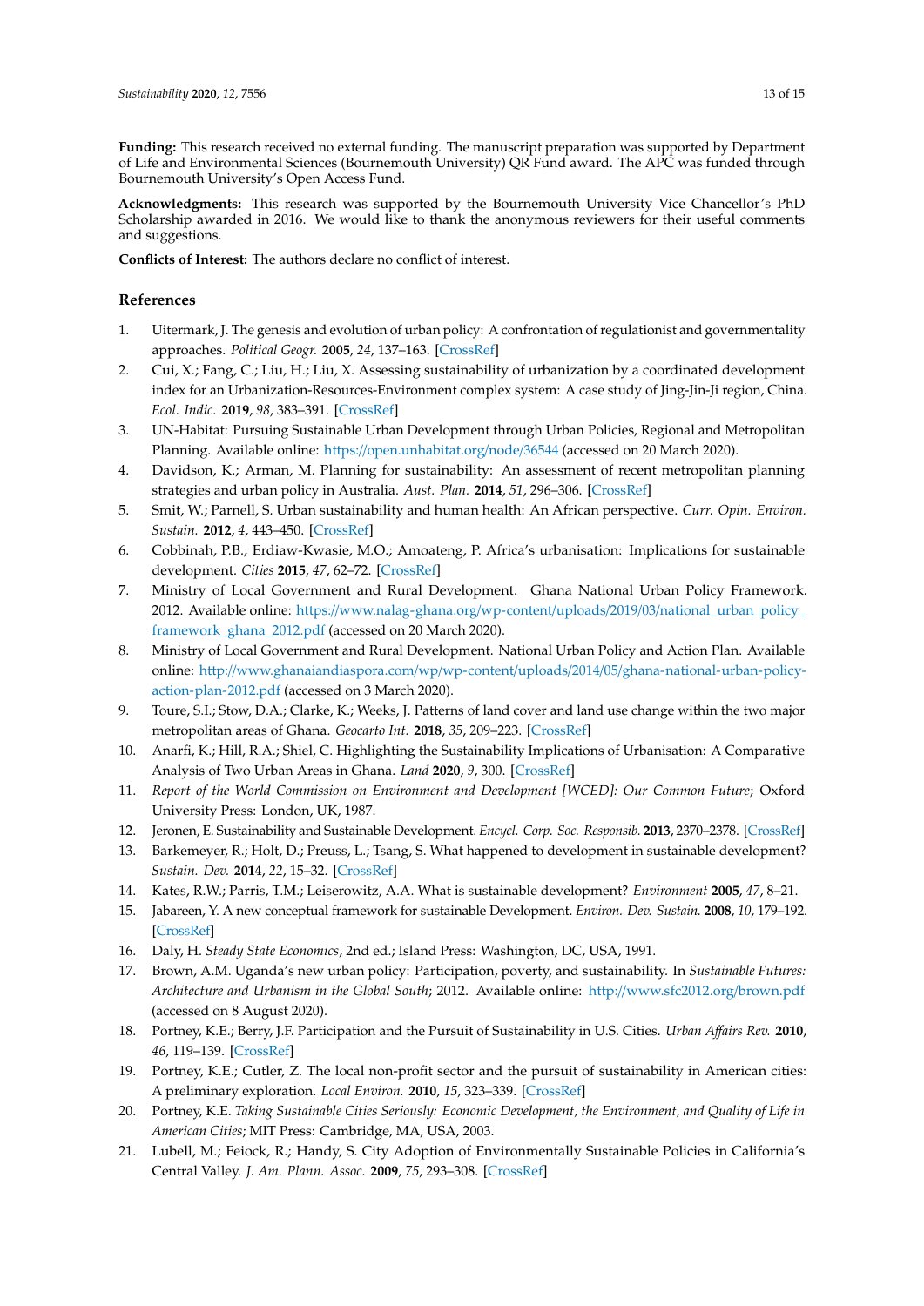**Funding:** This research received no external funding. The manuscript preparation was supported by Department of Life and Environmental Sciences (Bournemouth University) QR Fund award. The APC was funded through Bournemouth University's Open Access Fund.

**Acknowledgments:** This research was supported by the Bournemouth University Vice Chancellor's PhD Scholarship awarded in 2016. We would like to thank the anonymous reviewers for their useful comments and suggestions.

**Conflicts of Interest:** The authors declare no conflict of interest.

## References

1. Uitermark, J. The genesis and evolution of urban policy: A confrontation of regulationist and governmentality approaches. *Political Geogr.* **2005**, *24*, 137–163. [CrossRef]
2. Cui, X.; Fang, C.; Liu, H.; Liu, X. Assessing sustainability of urbanization by a coordinated development index for an Urbanization-Resources-Environment complex system: A case study of Jing-Jin-Ji region, China. *Ecol. Indic.* **2019**, *98*, 383–391. [CrossRef]
3. UN-Habitat: Pursuing Sustainable Urban Development through Urban Policies, Regional and Metropolitan Planning. Available online: https://open.unhabitat.org/node/36544 (accessed on 20 March 2020).
4. Davidson, K.; Arman, M. Planning for sustainability: An assessment of recent metropolitan planning strategies and urban policy in Australia. *Aust. Plan.* **2014**, *51*, 296–306. [CrossRef]
5. Smit, W.; Parnell, S. Urban sustainability and human health: An African perspective. *Curr. Opin. Environ. Sustain.* **2012**, *4*, 443–450. [CrossRef]
6. Cobbinah, P.B.; Erdiaw-Kwasie, M.O.; Amoateng, P. Africa's urbanisation: Implications for sustainable development. *Cities* **2015**, *47*, 62–72. [CrossRef]
7. Ministry of Local Government and Rural Development. Ghana National Urban Policy Framework. 2012. Available online: https://www.nalag-ghana.org/wp-content/uploads/2019/03/national_urban_policy_framework_ghana_2012.pdf (accessed on 20 March 2020).
8. Ministry of Local Government and Rural Development. National Urban Policy and Action Plan. Available online: http://www.ghanaiandiaspora.com/wp/wp-content/uploads/2014/05/ghana-national-urban-policy-action-plan-2012.pdf (accessed on 3 March 2020).
9. Toure, S.I.; Stow, D.A.; Clarke, K.; Weeks, J. Patterns of land cover and land use change within the two major metropolitan areas of Ghana. *Geocarto Int.* **2018**, *35*, 209–223. [CrossRef]
10. Anarfi, K.; Hill, R.A.; Shiel, C. Highlighting the Sustainability Implications of Urbanisation: A Comparative Analysis of Two Urban Areas in Ghana. *Land* **2020**, *9*, 300. [CrossRef]
11. *Report of the World Commission on Environment and Development [WCED]: Our Common Future*; Oxford University Press: London, UK, 1987.
12. Jeronen, E. Sustainability and Sustainable Development. *Encycl. Corp. Soc. Responsib.* **2013**, 2370–2378. [CrossRef]
13. Barkemeyer, R.; Holt, D.; Preuss, L.; Tsang, S. What happened to development in sustainable development? *Sustain. Dev.* **2014**, *22*, 15–32. [CrossRef]
14. Kates, R.W.; Parris, T.M.; Leiserowitz, A.A. What is sustainable development? *Environment* **2005**, *47*, 8–21.
15. Jabareen, Y. A new conceptual framework for sustainable Development. *Environ. Dev. Sustain.* **2008**, *10*, 179–192. [CrossRef]
16. Daly, H. *Steady State Economics*, 2nd ed.; Island Press: Washington, DC, USA, 1991.
17. Brown, A.M. Uganda's new urban policy: Participation, poverty, and sustainability. In *Sustainable Futures: Architecture and Urbanism in the Global South*; 2012. Available online: http://www.sfc2012.org/brown.pdf (accessed on 8 August 2020).
18. Portney, K.E.; Berry, J.F. Participation and the Pursuit of Sustainability in U.S. Cities. *Urban Affairs Rev.* **2010**, *46*, 119–139. [CrossRef]
19. Portney, K.E.; Cutler, Z. The local non-profit sector and the pursuit of sustainability in American cities: A preliminary exploration. *Local Environ.* **2010**, *15*, 323–339. [CrossRef]
20. Portney, K.E. *Taking Sustainable Cities Seriously: Economic Development, the Environment, and Quality of Life in American Cities*; MIT Press: Cambridge, MA, USA, 2003.
21. Lubell, M.; Feiock, R.; Handy, S. City Adoption of Environmentally Sustainable Policies in California's Central Valley. *J. Am. Plann. Assoc.* **2009**, *75*, 293–308. [CrossRef]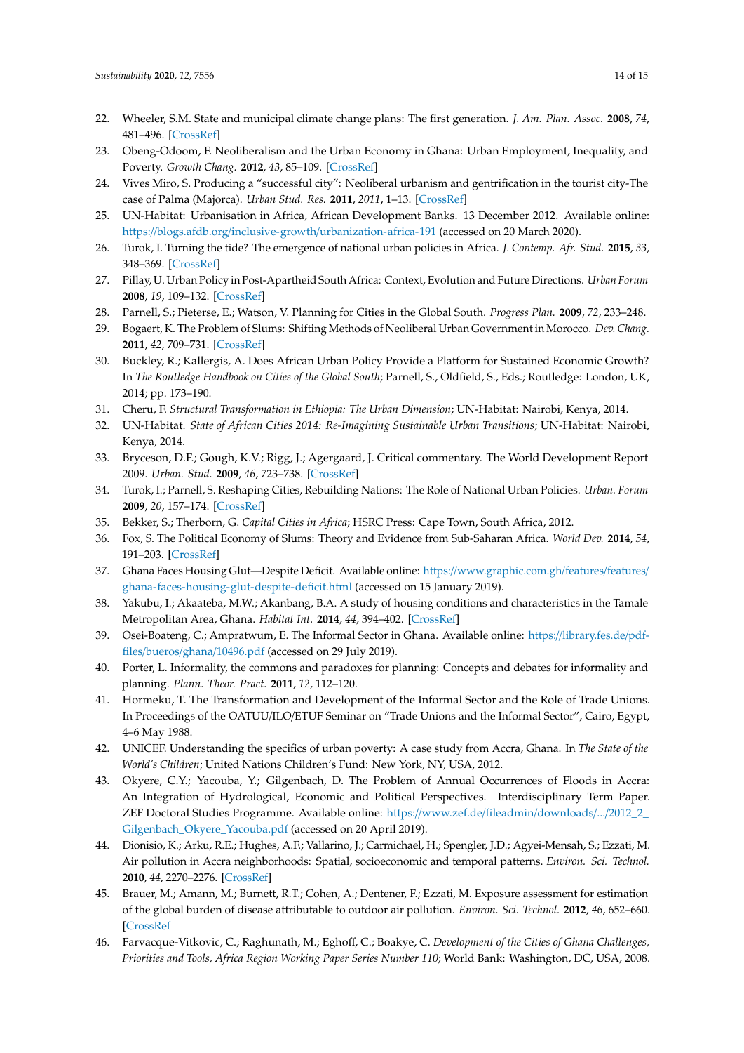22. Wheeler, S.M. State and municipal climate change plans: The first generation. *J. Am. Plan. Assoc.* **2008**, *74*, 481–496. [CrossRef]
23. Obeng-Odoom, F. Neoliberalism and the Urban Economy in Ghana: Urban Employment, Inequality, and Poverty. *Growth Chang.* **2012**, *43*, 85–109. [CrossRef]
24. Vives Miro, S. Producing a "successful city": Neoliberal urbanism and gentrification in the tourist city-The case of Palma (Majorca). *Urban Stud. Res.* **2011**, *2011*, 1–13. [CrossRef]
25. UN-Habitat: Urbanisation in Africa, African Development Banks. 13 December 2012. Available online: https://blogs.afdb.org/inclusive-growth/urbanization-africa-191 (accessed on 20 March 2020).
26. Turok, I. Turning the tide? The emergence of national urban policies in Africa. *J. Contemp. Afr. Stud.* **2015**, *33*, 348–369. [CrossRef]
27. Pillay, U. Urban Policy in Post-Apartheid South Africa: Context, Evolution and Future Directions. *Urban Forum* **2008**, *19*, 109–132. [CrossRef]
28. Parnell, S.; Pieterse, E.; Watson, V. Planning for Cities in the Global South. *Progress Plan.* **2009**, *72*, 233–248.
29. Bogaert, K. The Problem of Slums: Shifting Methods of Neoliberal Urban Government in Morocco. *Dev. Chang.* **2011**, *42*, 709–731. [CrossRef]
30. Buckley, R.; Kallergis, A. Does African Urban Policy Provide a Platform for Sustained Economic Growth? In *The Routledge Handbook on Cities of the Global South*; Parnell, S., Oldfield, S., Eds.; Routledge: London, UK, 2014; pp. 173–190.
31. Cheru, F. *Structural Transformation in Ethiopia: The Urban Dimension*; UN-Habitat: Nairobi, Kenya, 2014.
32. UN-Habitat. *State of African Cities 2014: Re-Imagining Sustainable Urban Transitions*; UN-Habitat: Nairobi, Kenya, 2014.
33. Bryceson, D.F.; Gough, K.V.; Rigg, J.; Agergaard, J. Critical commentary. The World Development Report 2009. *Urban. Stud.* **2009**, *46*, 723–738. [CrossRef]
34. Turok, I.; Parnell, S. Reshaping Cities, Rebuilding Nations: The Role of National Urban Policies. *Urban. Forum* **2009**, *20*, 157–174. [CrossRef]
35. Bekker, S.; Therborn, G. *Capital Cities in Africa*; HSRC Press: Cape Town, South Africa, 2012.
36. Fox, S. The Political Economy of Slums: Theory and Evidence from Sub-Saharan Africa. *World Dev.* **2014**, *54*, 191–203. [CrossRef]
37. Ghana Faces Housing Glut—Despite Deficit. Available online: https://www.graphic.com.gh/features/features/ghana-faces-housing-glut-despite-deficit.html (accessed on 15 January 2019).
38. Yakubu, I.; Akaateba, M.W.; Akanbang, B.A. A study of housing conditions and characteristics in the Tamale Metropolitan Area, Ghana. *Habitat Int.* **2014**, *44*, 394–402. [CrossRef]
39. Osei-Boateng, C.; Ampratwum, E. The Informal Sector in Ghana. Available online: https://library.fes.de/pdf-files/bueros/ghana/10496.pdf (accessed on 29 July 2019).
40. Porter, L. Informality, the commons and paradoxes for planning: Concepts and debates for informality and planning. *Plann. Theor. Pract.* **2011**, *12*, 112–120.
41. Hormeku, T. The Transformation and Development of the Informal Sector and the Role of Trade Unions. In Proceedings of the OATUU/ILO/ETUF Seminar on "Trade Unions and the Informal Sector", Cairo, Egypt, 4–6 May 1988.
42. UNICEF. Understanding the specifics of urban poverty: A case study from Accra, Ghana. In *The State of the World's Children*; United Nations Children's Fund: New York, NY, USA, 2012.
43. Okyere, C.Y.; Yacouba, Y.; Gilgenbach, D. The Problem of Annual Occurrences of Floods in Accra: An Integration of Hydrological, Economic and Political Perspectives. Interdisciplinary Term Paper. ZEF Doctoral Studies Programme. Available online: https://www.zef.de/fileadmin/downloads/.../2012_2_Gilgenbach_Okyere_Yacouba.pdf (accessed on 20 April 2019).
44. Dionisio, K.; Arku, R.E.; Hughes, A.F.; Vallarino, J.; Carmichael, H.; Spengler, J.D.; Agyei-Mensah, S.; Ezzati, M. Air pollution in Accra neighborhoods: Spatial, socioeconomic and temporal patterns. *Environ. Sci. Technol.* **2010**, *44*, 2270–2276. [CrossRef]
45. Brauer, M.; Amann, M.; Burnett, R.T.; Cohen, A.; Dentener, F.; Ezzati, M. Exposure assessment for estimation of the global burden of disease attributable to outdoor air pollution. *Environ. Sci. Technol.* **2012**, *46*, 652–660. [CrossRef
46. Farvacque-Vitkovic, C.; Raghunath, M.; Eghoff, C.; Boakye, C. *Development of the Cities of Ghana Challenges, Priorities and Tools, Africa Region Working Paper Series Number 110*; World Bank: Washington, DC, USA, 2008.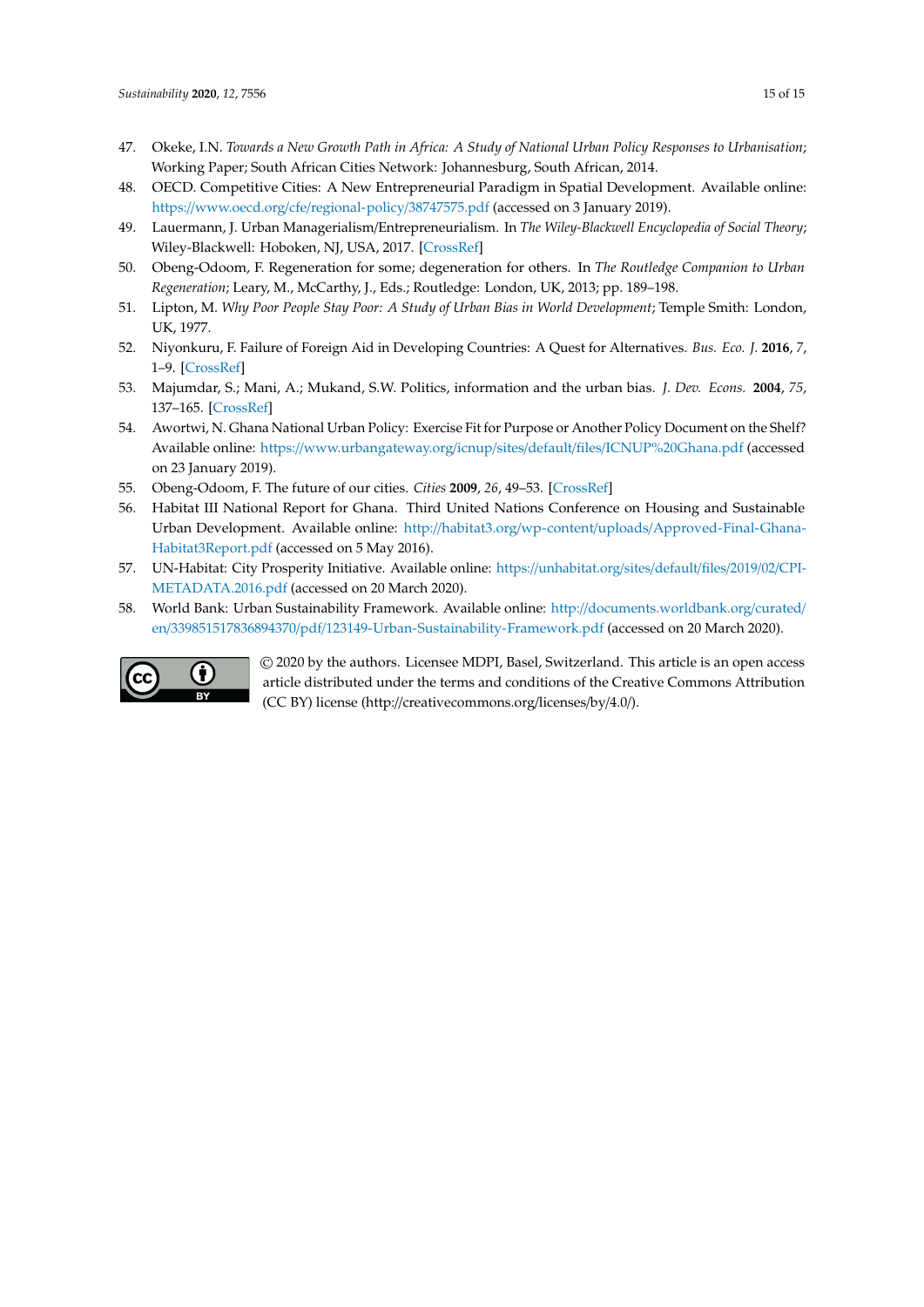47. Okeke, I.N. *Towards a New Growth Path in Africa: A Study of National Urban Policy Responses to Urbanisation*; Working Paper; South African Cities Network: Johannesburg, South African, 2014.
48. OECD. Competitive Cities: A New Entrepreneurial Paradigm in Spatial Development. Available online: https://www.oecd.org/cfe/regional-policy/38747575.pdf (accessed on 3 January 2019).
49. Lauermann, J. Urban Managerialism/Entrepreneurialism. In *The Wiley-Blackwell Encyclopedia of Social Theory*; Wiley-Blackwell: Hoboken, NJ, USA, 2017. [CrossRef]
50. Obeng-Odoom, F. Regeneration for some; degeneration for others. In *The Routledge Companion to Urban Regeneration*; Leary, M., McCarthy, J., Eds.; Routledge: London, UK, 2013; pp. 189–198.
51. Lipton, M. *Why Poor People Stay Poor: A Study of Urban Bias in World Development*; Temple Smith: London, UK, 1977.
52. Niyonkuru, F. Failure of Foreign Aid in Developing Countries: A Quest for Alternatives. *Bus. Eco. J.* **2016**, *7*, 1–9. [CrossRef]
53. Majumdar, S.; Mani, A.; Mukand, S.W. Politics, information and the urban bias. *J. Dev. Econs.* **2004**, *75*, 137–165. [CrossRef]
54. Awortwi, N. Ghana National Urban Policy: Exercise Fit for Purpose or Another Policy Document on the Shelf? Available online: https://www.urbangateway.org/icnup/sites/default/files/ICNUP%20Ghana.pdf (accessed on 23 January 2019).
55. Obeng-Odoom, F. The future of our cities. *Cities* **2009**, *26*, 49–53. [CrossRef]
56. Habitat III National Report for Ghana. Third United Nations Conference on Housing and Sustainable Urban Development. Available online: http://habitat3.org/wp-content/uploads/Approved-Final-Ghana-Habitat3Report.pdf (accessed on 5 May 2016).
57. UN-Habitat: City Prosperity Initiative. Available online: https://unhabitat.org/sites/default/files/2019/02/CPI-METADATA.2016.pdf (accessed on 20 March 2020).
58. World Bank: Urban Sustainability Framework. Available online: http://documents.worldbank.org/curated/en/339851517836894370/pdf/123149-Urban-Sustainability-Framework.pdf (accessed on 20 March 2020).

© 2020 by the authors. Licensee MDPI, Basel, Switzerland. This article is an open access article distributed under the terms and conditions of the Creative Commons Attribution (CC BY) license (http://creativecommons.org/licenses/by/4.0/).